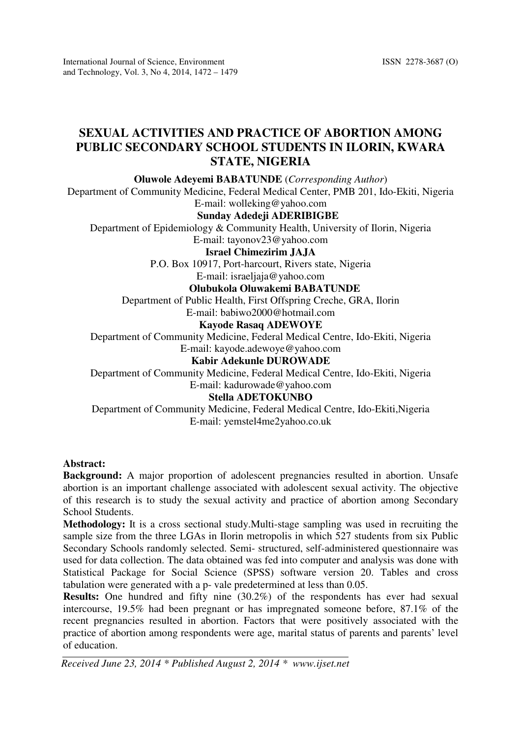# SEXUAL ACTIVITIES AND PRACTICE OF ABORTION AMONG PUBLIC SECONDARY SCHOOL STUDENTS IN ILORIN, KWARA STATE, NIGERIA

**Oluwole Adeyemi BABATUNDE** (*Corresponding Author*)
Department of Community Medicine, Federal Medical Center, PMB 201, Ido-Ekiti, Nigeria
E-mail: wolleking@yahoo.com

**Sunday Adedeji ADERIBIGBE**
Department of Epidemiology & Community Health, University of Ilorin, Nigeria
E-mail: tayonov23@yahoo.com

**Israel Chimezirim JAJA**
P.O. Box 10917, Port-harcourt, Rivers state, Nigeria
E-mail: israeljaja@yahoo.com

**Olubukola Oluwakemi BABATUNDE**
Department of Public Health, First Offspring Creche, GRA, Ilorin
E-mail: babiwo2000@hotmail.com

**Kayode Rasaq ADEWOYE**
Department of Community Medicine, Federal Medical Centre, Ido-Ekiti, Nigeria
E-mail: kayode.adewoye@yahoo.com

**Kabir Adekunle DUROWADE**
Department of Community Medicine, Federal Medical Centre, Ido-Ekiti, Nigeria
E-mail: kadurowade@yahoo.com

**Stella ADETOKUNBO**
Department of Community Medicine, Federal Medical Centre, Ido-Ekiti,Nigeria
E-mail: yemstel4me2yahoo.co.uk

**Abstract:**

**Background:** A major proportion of adolescent pregnancies resulted in abortion. Unsafe abortion is an important challenge associated with adolescent sexual activity. The objective of this research is to study the sexual activity and practice of abortion among Secondary School Students.

**Methodology:** It is a cross sectional study.Multi-stage sampling was used in recruiting the sample size from the three LGAs in Ilorin metropolis in which 527 students from six Public Secondary Schools randomly selected. Semi- structured, self-administered questionnaire was used for data collection. The data obtained was fed into computer and analysis was done with Statistical Package for Social Science (SPSS) software version 20. Tables and cross tabulation were generated with a p- vale predetermined at less than 0.05.

**Results:** One hundred and fifty nine (30.2%) of the respondents has ever had sexual intercourse, 19.5% had been pregnant or has impregnated someone before, 87.1% of the recent pregnancies resulted in abortion. Factors that were positively associated with the practice of abortion among respondents were age, marital status of parents and parents' level of education.

*Received June 23, 2014 * Published August 2, 2014 * www.ijset.net*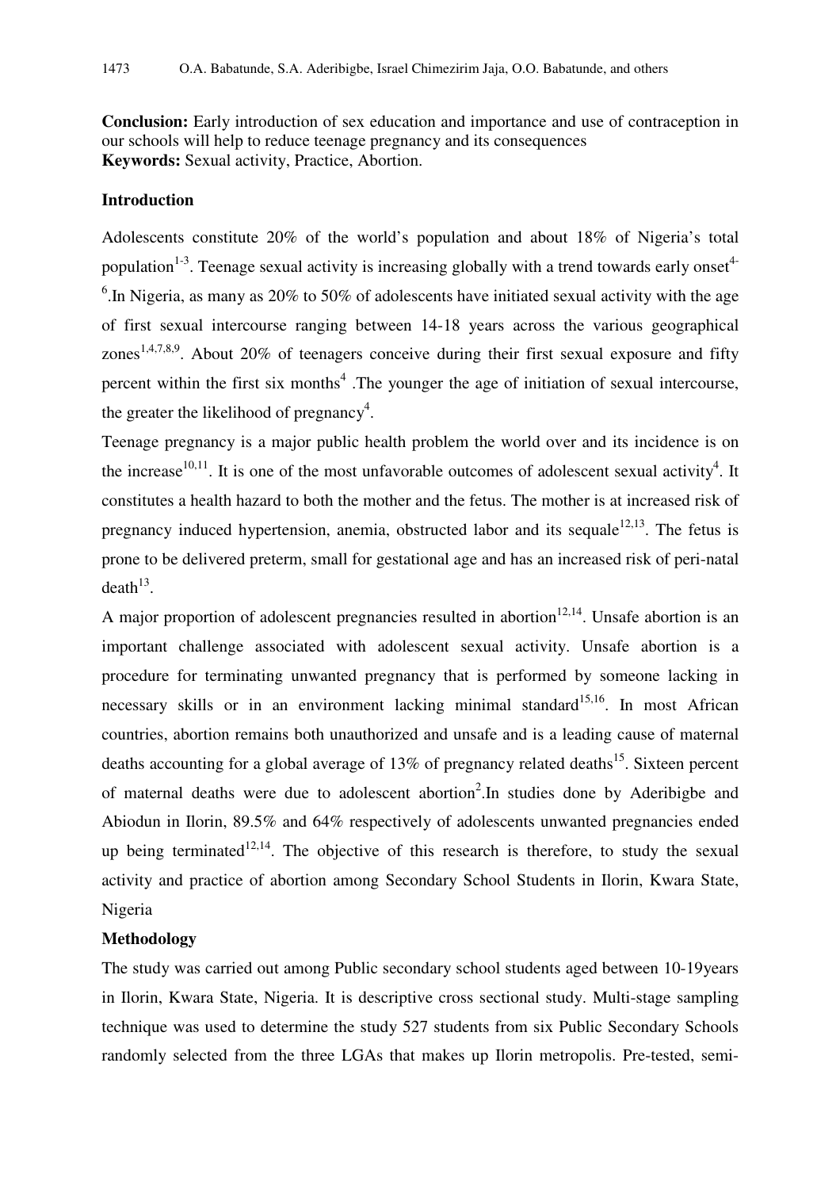**Conclusion:** Early introduction of sex education and importance and use of contraception in our schools will help to reduce teenage pregnancy and its consequences
**Keywords:** Sexual activity, Practice, Abortion.

## Introduction

Adolescents constitute 20% of the world's population and about 18% of Nigeria's total population[1-3]. Teenage sexual activity is increasing globally with a trend towards early onset[4-6].In Nigeria, as many as 20% to 50% of adolescents have initiated sexual activity with the age of first sexual intercourse ranging between 14-18 years across the various geographical zones[1,4,7,8,9]. About 20% of teenagers conceive during their first sexual exposure and fifty percent within the first six months[4] .The younger the age of initiation of sexual intercourse, the greater the likelihood of pregnancy[4].

Teenage pregnancy is a major public health problem the world over and its incidence is on the increase[10,11]. It is one of the most unfavorable outcomes of adolescent sexual activity[4]. It constitutes a health hazard to both the mother and the fetus. The mother is at increased risk of pregnancy induced hypertension, anemia, obstructed labor and its sequale[12,13]. The fetus is prone to be delivered preterm, small for gestational age and has an increased risk of peri-natal death[13].

A major proportion of adolescent pregnancies resulted in abortion[12,14]. Unsafe abortion is an important challenge associated with adolescent sexual activity. Unsafe abortion is a procedure for terminating unwanted pregnancy that is performed by someone lacking in necessary skills or in an environment lacking minimal standard[15,16]. In most African countries, abortion remains both unauthorized and unsafe and is a leading cause of maternal deaths accounting for a global average of 13% of pregnancy related deaths[15]. Sixteen percent of maternal deaths were due to adolescent abortion[2].In studies done by Aderibigbe and Abiodun in Ilorin, 89.5% and 64% respectively of adolescents unwanted pregnancies ended up being terminated[12,14]. The objective of this research is therefore, to study the sexual activity and practice of abortion among Secondary School Students in Ilorin, Kwara State, Nigeria

## Methodology

The study was carried out among Public secondary school students aged between 10-19years in Ilorin, Kwara State, Nigeria. It is descriptive cross sectional study. Multi-stage sampling technique was used to determine the study 527 students from six Public Secondary Schools randomly selected from the three LGAs that makes up Ilorin metropolis. Pre-tested, semi-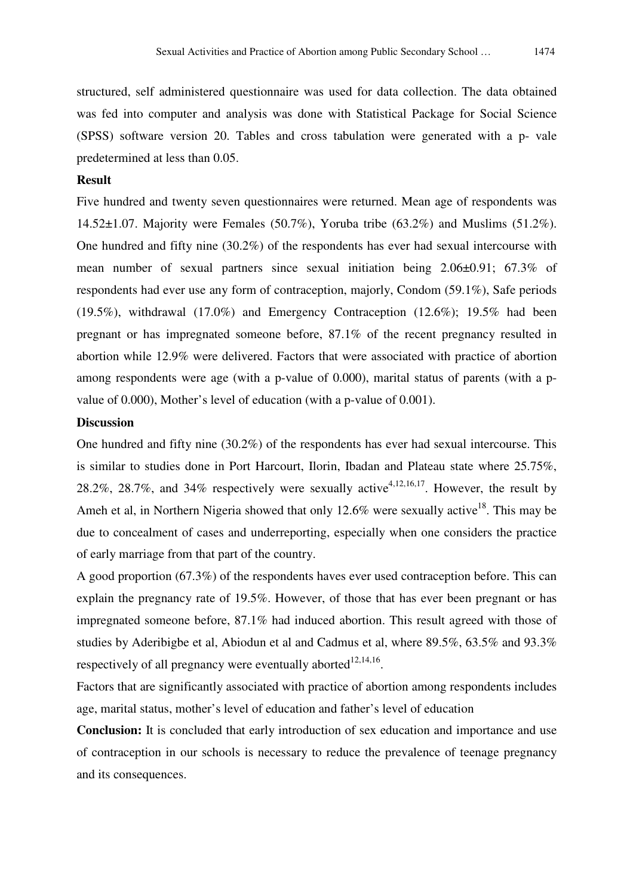structured, self administered questionnaire was used for data collection. The data obtained was fed into computer and analysis was done with Statistical Package for Social Science (SPSS) software version 20. Tables and cross tabulation were generated with a p- vale predetermined at less than 0.05.

**Result**

Five hundred and twenty seven questionnaires were returned. Mean age of respondents was 14.52±1.07. Majority were Females (50.7%), Yoruba tribe (63.2%) and Muslims (51.2%). One hundred and fifty nine (30.2%) of the respondents has ever had sexual intercourse with mean number of sexual partners since sexual initiation being 2.06±0.91; 67.3% of respondents had ever use any form of contraception, majorly, Condom (59.1%), Safe periods (19.5%), withdrawal (17.0%) and Emergency Contraception (12.6%); 19.5% had been pregnant or has impregnated someone before, 87.1% of the recent pregnancy resulted in abortion while 12.9% were delivered. Factors that were associated with practice of abortion among respondents were age (with a p-value of 0.000), marital status of parents (with a p-value of 0.000), Mother's level of education (with a p-value of 0.001).

**Discussion**

One hundred and fifty nine (30.2%) of the respondents has ever had sexual intercourse. This is similar to studies done in Port Harcourt, Ilorin, Ibadan and Plateau state where 25.75%, 28.2%, 28.7%, and 34% respectively were sexually active[4,12,16,17]. However, the result by Ameh et al, in Northern Nigeria showed that only 12.6% were sexually active[18]. This may be due to concealment of cases and underreporting, especially when one considers the practice of early marriage from that part of the country.

A good proportion (67.3%) of the respondents haves ever used contraception before. This can explain the pregnancy rate of 19.5%. However, of those that has ever been pregnant or has impregnated someone before, 87.1% had induced abortion. This result agreed with those of studies by Aderibigbe et al, Abiodun et al and Cadmus et al, where 89.5%, 63.5% and 93.3% respectively of all pregnancy were eventually aborted[12,14,16].

Factors that are significantly associated with practice of abortion among respondents includes age, marital status, mother's level of education and father's level of education

**Conclusion:** It is concluded that early introduction of sex education and importance and use of contraception in our schools is necessary to reduce the prevalence of teenage pregnancy and its consequences.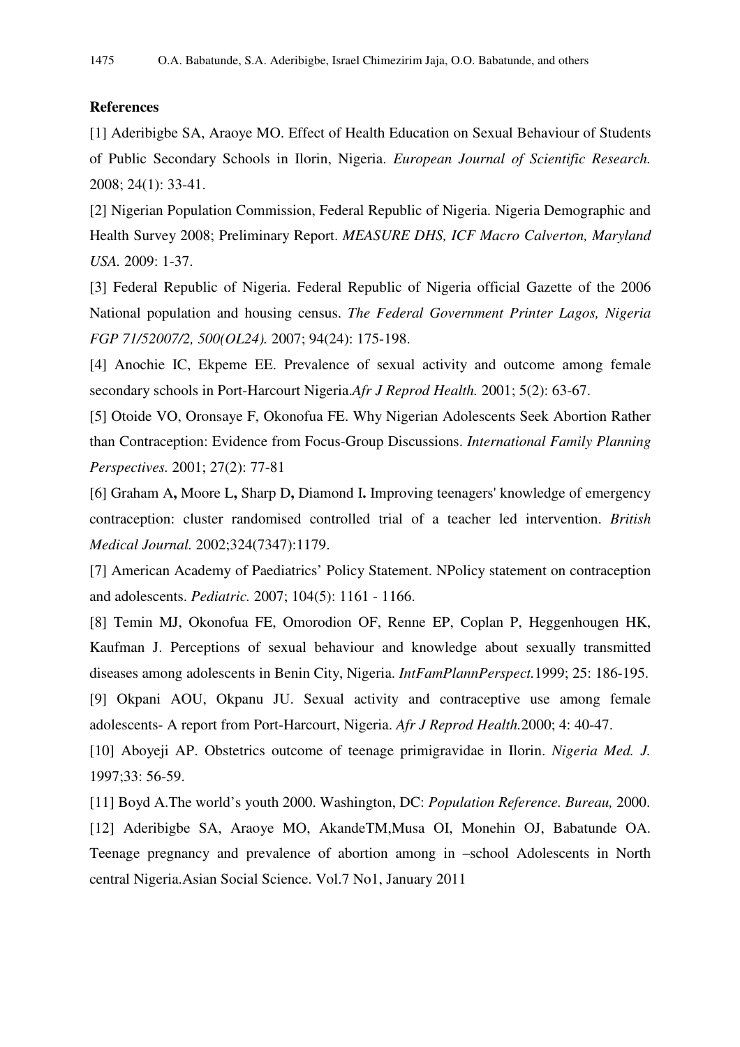**References**

[1] Aderibigbe SA, Araoye MO. Effect of Health Education on Sexual Behaviour of Students of Public Secondary Schools in Ilorin, Nigeria. *European Journal of Scientific Research.* 2008; 24(1): 33-41.

[2] Nigerian Population Commission, Federal Republic of Nigeria. Nigeria Demographic and Health Survey 2008; Preliminary Report. *MEASURE DHS, ICF Macro Calverton, Maryland USA.* 2009: 1-37.

[3] Federal Republic of Nigeria. Federal Republic of Nigeria official Gazette of the 2006 National population and housing census. *The Federal Government Printer Lagos, Nigeria FGP 71/52007/2, 500(OL24).* 2007; 94(24): 175-198.

[4] Anochie IC, Ekpeme EE. Prevalence of sexual activity and outcome among female secondary schools in Port-Harcourt Nigeria.*Afr J Reprod Health.* 2001; 5(2): 63-67.

[5] Otoide VO, Oronsaye F, Okonofua FE. Why Nigerian Adolescents Seek Abortion Rather than Contraception: Evidence from Focus-Group Discussions. *International Family Planning Perspectives.* 2001; 27(2): 77-81

[6] Graham A**,** Moore L**,** Sharp D**,** Diamond I**.** Improving teenagers' knowledge of emergency contraception: cluster randomised controlled trial of a teacher led intervention. *British Medical Journal.* 2002;324(7347):1179.

[7] American Academy of Paediatrics' Policy Statement. NPolicy statement on contraception and adolescents. *Pediatric.* 2007; 104(5): 1161 - 1166.

[8] Temin MJ, Okonofua FE, Omorodion OF, Renne EP, Coplan P, Heggenhougen HK, Kaufman J. Perceptions of sexual behaviour and knowledge about sexually transmitted diseases among adolescents in Benin City, Nigeria. *IntFamPlannPerspect.*1999; 25: 186-195.

[9] Okpani AOU, Okpanu JU. Sexual activity and contraceptive use among female adolescents- A report from Port-Harcourt, Nigeria. *Afr J Reprod Health.*2000; 4: 40-47.

[10] Aboyeji AP. Obstetrics outcome of teenage primigravidae in Ilorin. *Nigeria Med. J.* 1997;33: 56-59.

[11] Boyd A.The world's youth 2000. Washington, DC: *Population Reference. Bureau,* 2000.

[12] Aderibigbe SA, Araoye MO, AkandeTM,Musa OI, Monehin OJ, Babatunde OA. Teenage pregnancy and prevalence of abortion among in –school Adolescents in North central Nigeria.Asian Social Science. Vol.7 No1, January 2011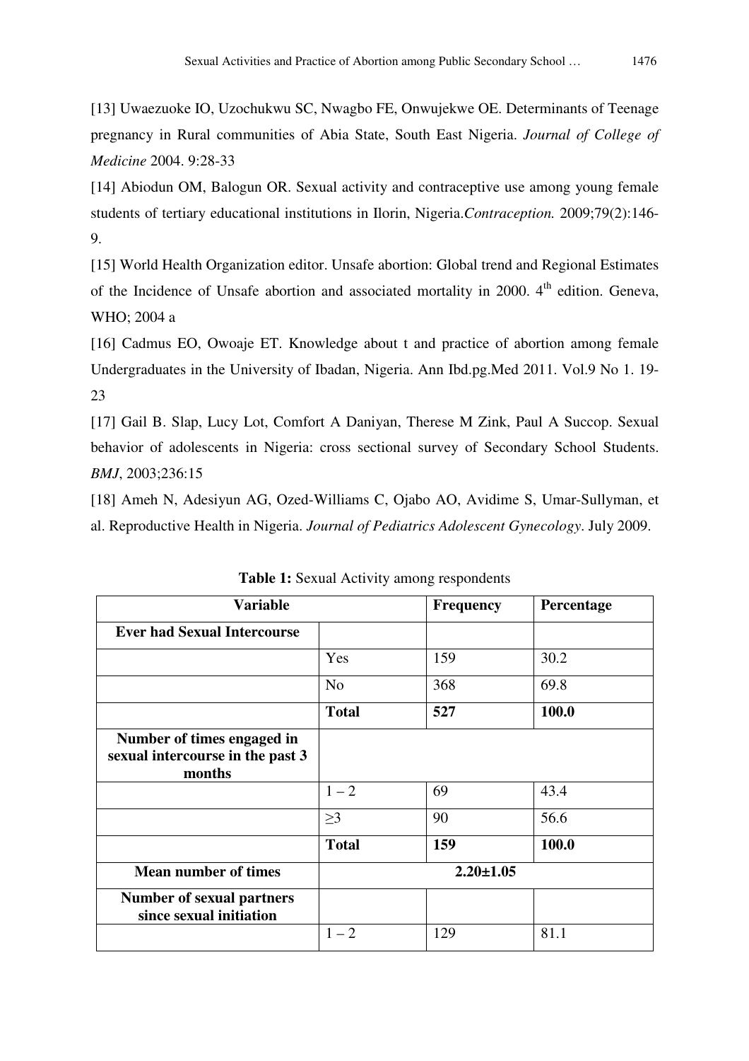[13] Uwaezuoke IO, Uzochukwu SC, Nwagbo FE, Onwujekwe OE. Determinants of Teenage pregnancy in Rural communities of Abia State, South East Nigeria. *Journal of College of Medicine* 2004. 9:28-33

[14] Abiodun OM, Balogun OR. Sexual activity and contraceptive use among young female students of tertiary educational institutions in Ilorin, Nigeria.*Contraception.* 2009;79(2):146-9.

[15] World Health Organization editor. Unsafe abortion: Global trend and Regional Estimates of the Incidence of Unsafe abortion and associated mortality in 2000. 4th edition. Geneva, WHO; 2004 a

[16] Cadmus EO, Owoaje ET. Knowledge about t and practice of abortion among female Undergraduates in the University of Ibadan, Nigeria. Ann Ibd.pg.Med 2011. Vol.9 No 1. 19-23

[17] Gail B. Slap, Lucy Lot, Comfort A Daniyan, Therese M Zink, Paul A Succop. Sexual behavior of adolescents in Nigeria: cross sectional survey of Secondary School Students. *BMJ*, 2003;236:15

[18] Ameh N, Adesiyun AG, Ozed-Williams C, Ojabo AO, Avidime S, Umar-Sullyman, et al. Reproductive Health in Nigeria. *Journal of Pediatrics Adolescent Gynecology*. July 2009.

**Table 1:** Sexual Activity among respondents

| **Variable** | | **Frequency** | **Percentage** |
|---|---|---|---|
| **Ever had Sexual Intercourse** | | | |
| | Yes | 159 | 30.2 |
| | No | 368 | 69.8 |
| | **Total** | **527** | **100.0** |
| **Number of times engaged in sexual intercourse in the past 3 months** | | | |
| | 1 – 2 | 69 | 43.4 |
| | ≥3 | 90 | 56.6 |
| | **Total** | **159** | **100.0** |
| **Mean number of times** | **2.20±1.05** | | |
| **Number of sexual partners since sexual initiation** | | | |
| | 1 – 2 | 129 | 81.1 |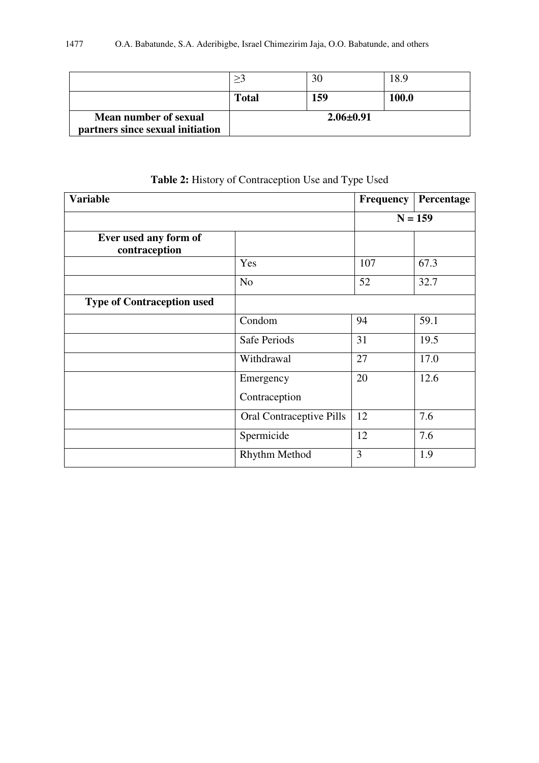| | | | |
|---|---|---|---|
| | ≥3 | 30 | 18.9 |
| | **Total** | **159** | **100.0** |
| **Mean number of sexual partners since sexual initiation** | **2.06±0.91** | | |

**Table 2:** History of Contraception Use and Type Used

| **Variable** | | **Frequency** | **Percentage** |
|---|---|---|---|
| | | **N = 159** | |
| **Ever used any form of contraception** | | | |
| | Yes | 107 | 67.3 |
| | No | 52 | 32.7 |
| **Type of Contraception used** | | | |
| | Condom | 94 | 59.1 |
| | Safe Periods | 31 | 19.5 |
| | Withdrawal | 27 | 17.0 |
| | Emergency Contraception | 20 | 12.6 |
| | Oral Contraceptive Pills | 12 | 7.6 |
| | Spermicide | 12 | 7.6 |
| | Rhythm Method | 3 | 1.9 |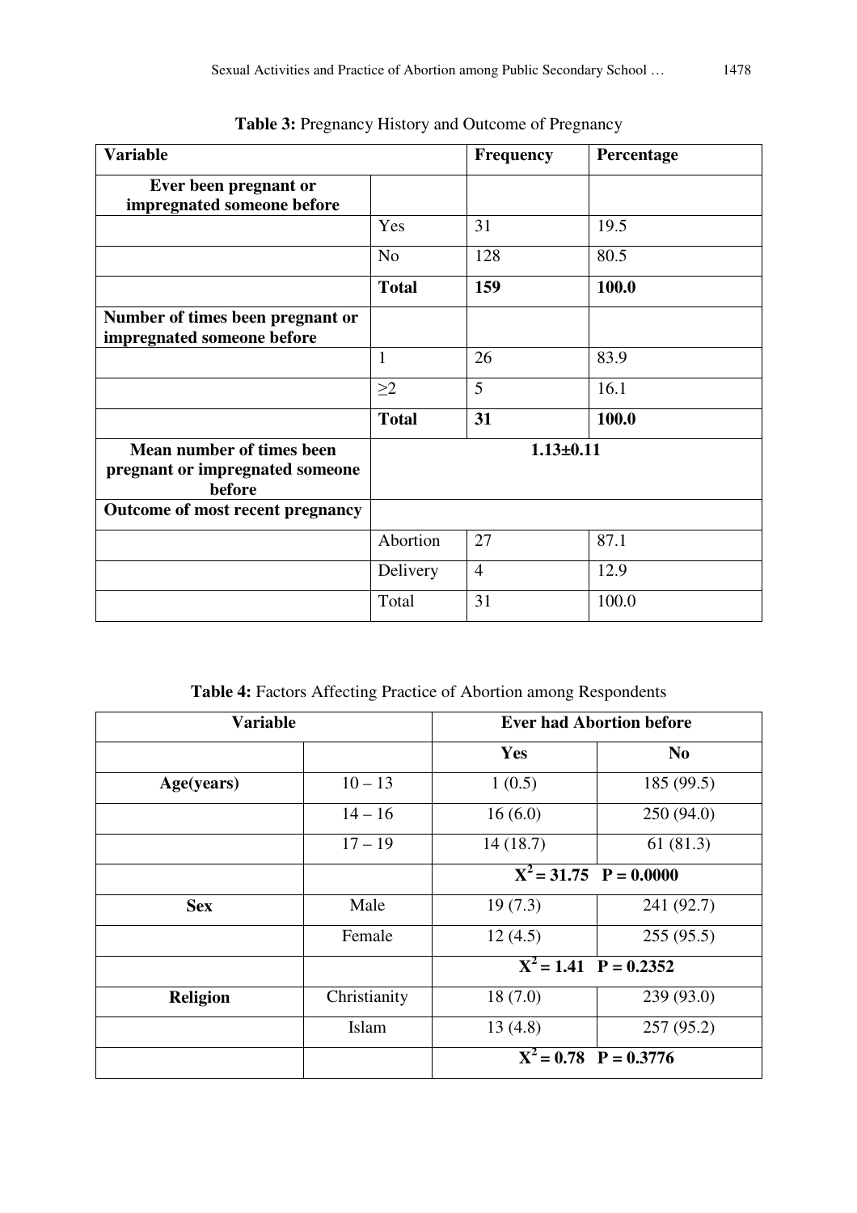**Table 3:** Pregnancy History and Outcome of Pregnancy

| Variable | | Frequency | Percentage |
|---|---|---|---|
| **Ever been pregnant or impregnated someone before** | | | |
| | Yes | 31 | 19.5 |
| | No | 128 | 80.5 |
| | **Total** | **159** | **100.0** |
| **Number of times been pregnant or impregnated someone before** | | | |
| | 1 | 26 | 83.9 |
| | ≥2 | 5 | 16.1 |
| | **Total** | **31** | **100.0** |
| **Mean number of times been pregnant or impregnated someone before** | **1.13±0.11** | | |
| **Outcome of most recent pregnancy** | | | |
| | Abortion | 27 | 87.1 |
| | Delivery | 4 | 12.9 |
| | Total | 31 | 100.0 |

**Table 4:** Factors Affecting Practice of Abortion among Respondents

| Variable | | Ever had Abortion before | |
|---|---|---|---|
| | | **Yes** | **No** |
| **Age(years)** | 10 – 13 | 1 (0.5) | 185 (99.5) |
| | 14 – 16 | 16 (6.0) | 250 (94.0) |
| | 17 – 19 | 14 (18.7) | 61 (81.3) |
| | | $X^2 = 31.75$ $P = 0.0000$ | |
| **Sex** | Male | 19 (7.3) | 241 (92.7) |
| | Female | 12 (4.5) | 255 (95.5) |
| | | $X^2 = 1.41$ $P = 0.2352$ | |
| **Religion** | Christianity | 18 (7.0) | 239 (93.0) |
| | Islam | 13 (4.8) | 257 (95.2) |
| | | $X^2 = 0.78$ $P = 0.3776$ | |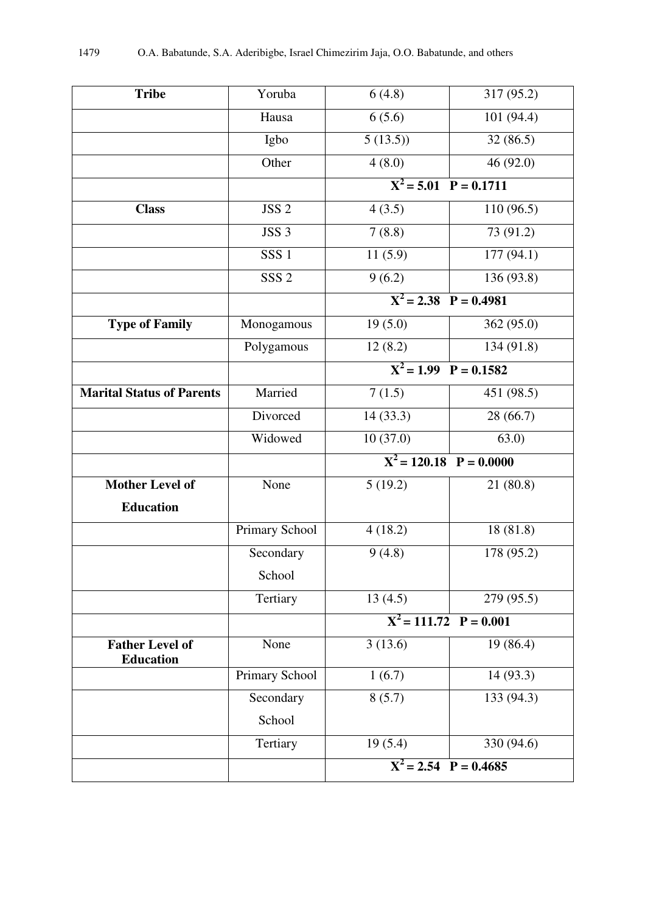| | | | |
|---|---|---|---|
| **Tribe** | Yoruba | 6 (4.8) | 317 (95.2) |
| | Hausa | 6 (5.6) | 101 (94.4) |
| | Igbo | 5 (13.5)) | 32 (86.5) |
| | Other | 4 (8.0) | 46 (92.0) |
| | | **$X^2$ = 5.01 P = 0.1711** | |
| **Class** | JSS 2 | 4 (3.5) | 110 (96.5) |
| | JSS 3 | 7 (8.8) | 73 (91.2) |
| | SSS 1 | 11 (5.9) | 177 (94.1) |
| | SSS 2 | 9 (6.2) | 136 (93.8) |
| | | **$X^2$ = 2.38 P = 0.4981** | |
| **Type of Family** | Monogamous | 19 (5.0) | 362 (95.0) |
| | Polygamous | 12 (8.2) | 134 (91.8) |
| | | **$X^2$ = 1.99 P = 0.1582** | |
| **Marital Status of Parents** | Married | 7 (1.5) | 451 (98.5) |
| | Divorced | 14 (33.3) | 28 (66.7) |
| | Widowed | 10 (37.0) | 63.0) |
| | | **$X^2$ = 120.18 P = 0.0000** | |
| **Mother Level of Education** | None | 5 (19.2) | 21 (80.8) |
| | Primary School | 4 (18.2) | 18 (81.8) |
| | Secondary School | 9 (4.8) | 178 (95.2) |
| | Tertiary | 13 (4.5) | 279 (95.5) |
| | | **$X^2$ = 111.72 P = 0.001** | |
| **Father Level of Education** | None | 3 (13.6) | 19 (86.4) |
| | Primary School | 1 (6.7) | 14 (93.3) |
| | Secondary School | 8 (5.7) | 133 (94.3) |
| | Tertiary | 19 (5.4) | 330 (94.6) |
| | | **$X^2$ = 2.54 P = 0.4685** | |